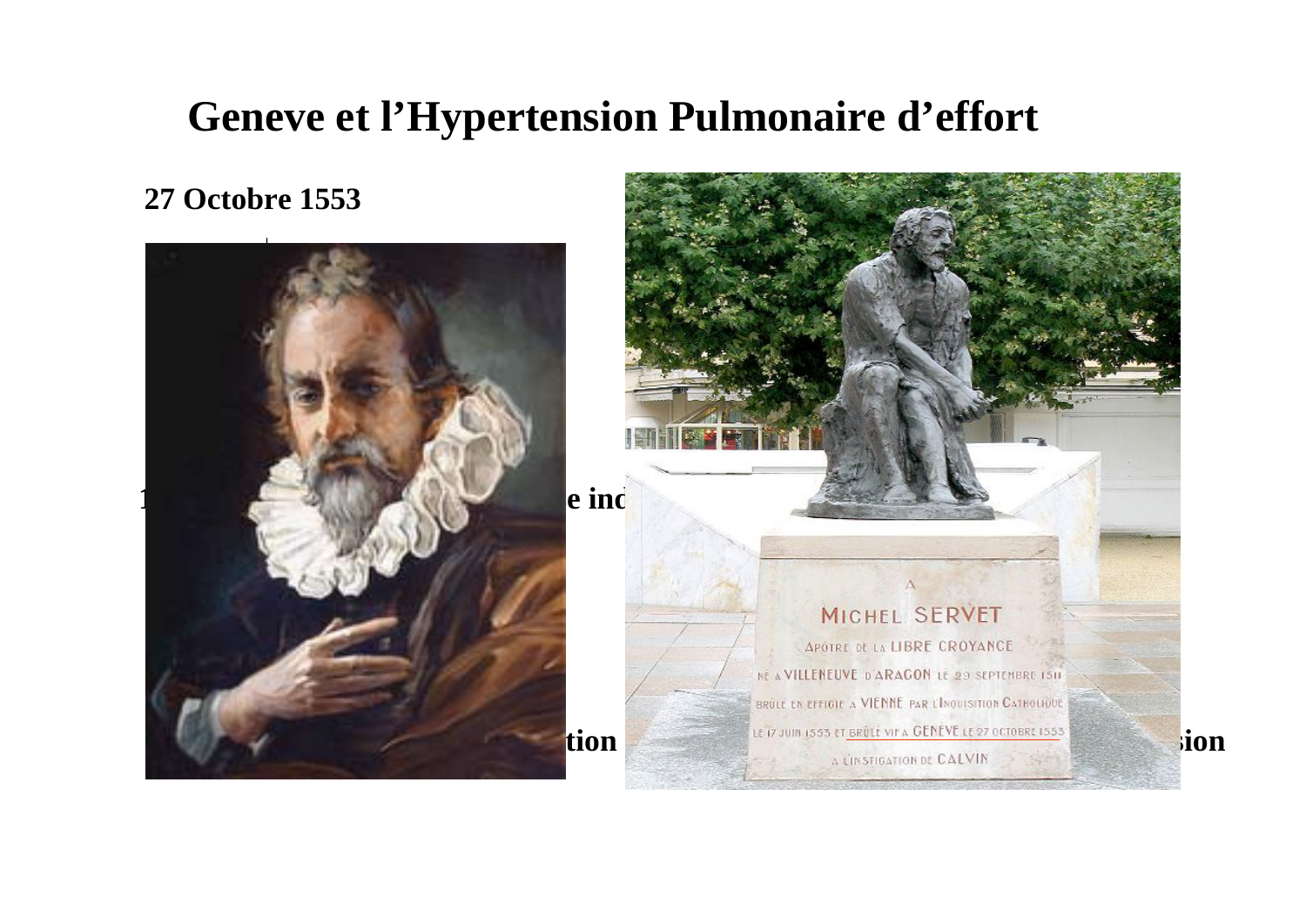# Geneve et l'Hypertension Pulmonaire d'effort

**27 Octobre 1553**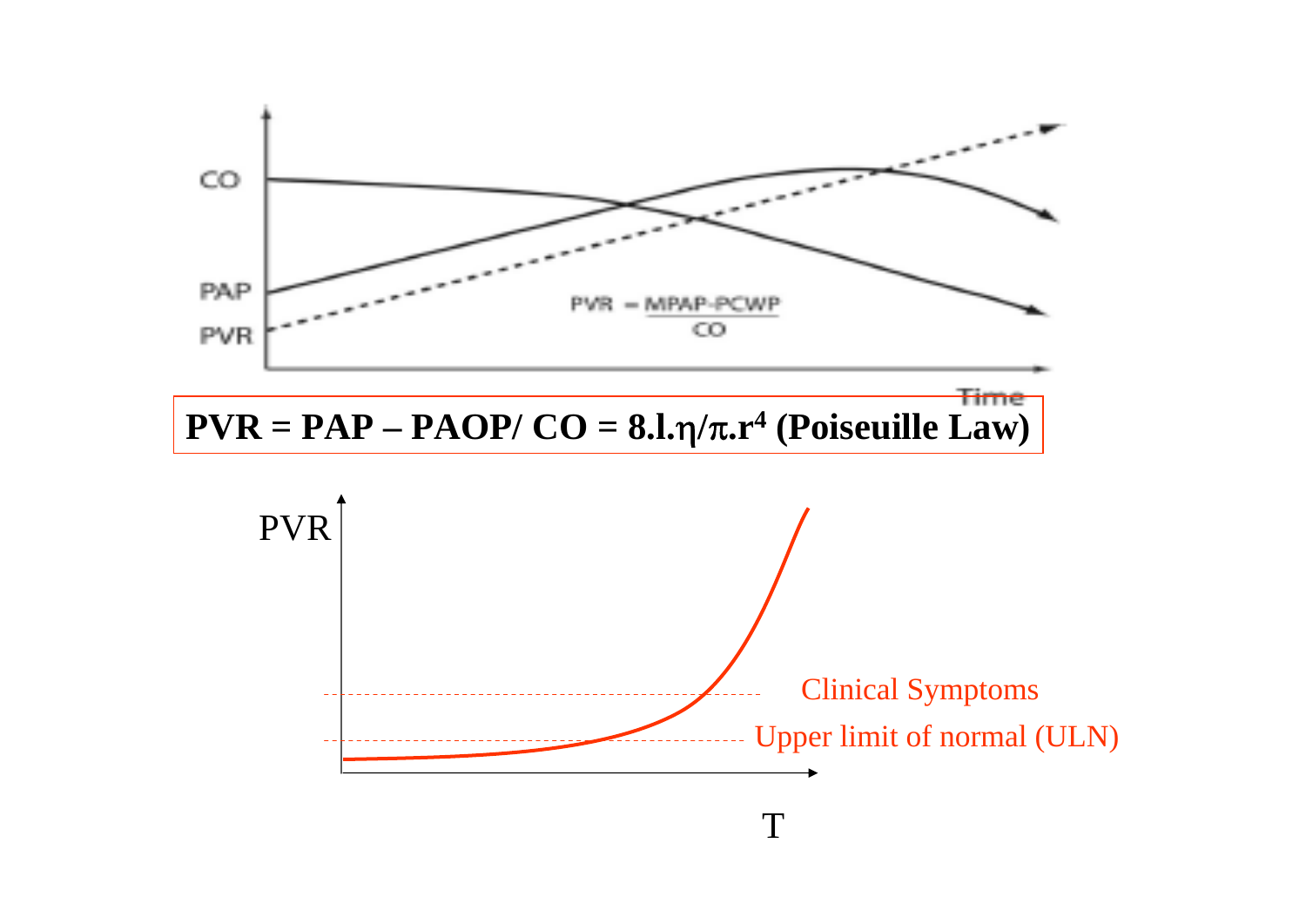$$PVR = PAP - PAOP/ CO = 8.l.\eta/\pi.r^4 \text{ (Poiseuille Law)}$$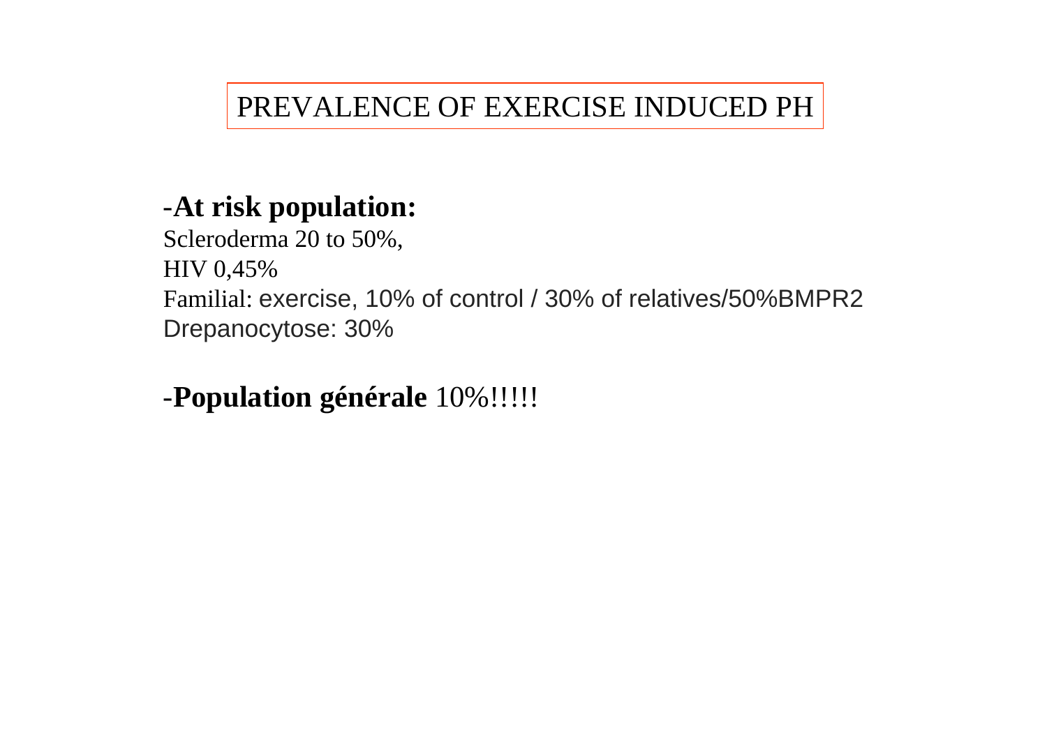# PREVALENCE OF EXERCISE INDUCED PH

-**At risk population:**
Scleroderma 20 to 50%,
HIV 0,45%
Familial: exercise, 10% of control / 30% of relatives/50%BMPR2
Drepanocytose: 30%

-**Population générale** 10%!!!!!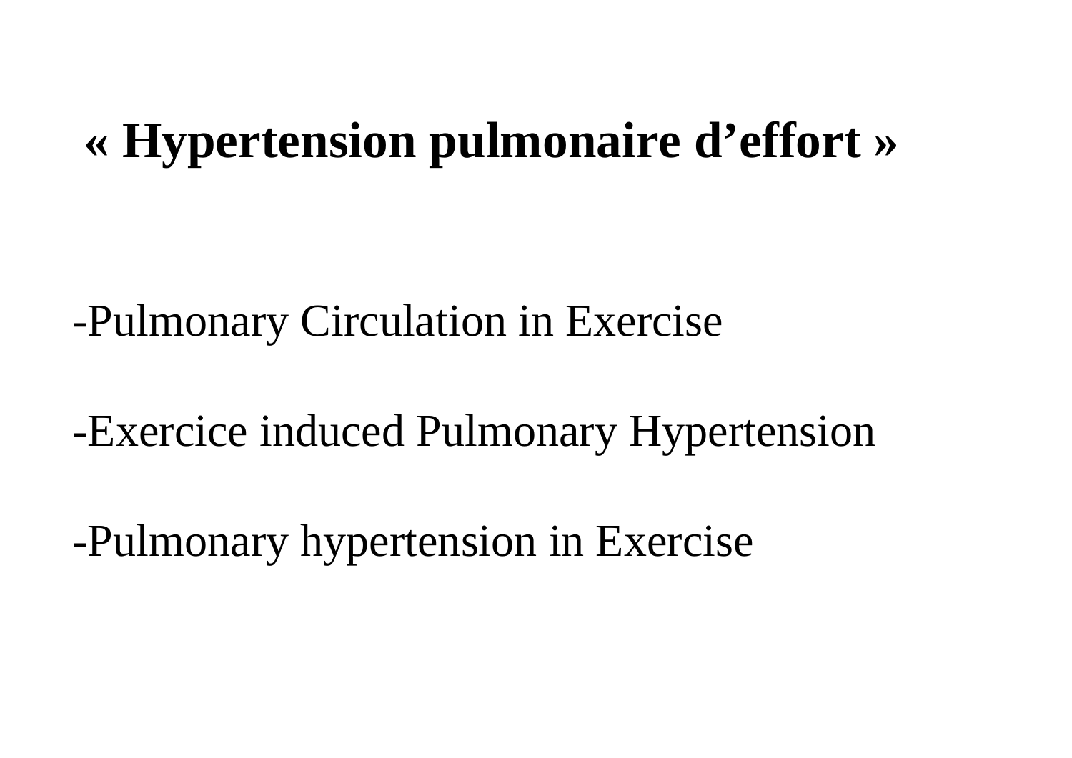# « Hypertension pulmonaire d'effort »

-Pulmonary Circulation in Exercise

-Exercice induced Pulmonary Hypertension

-Pulmonary hypertension in Exercise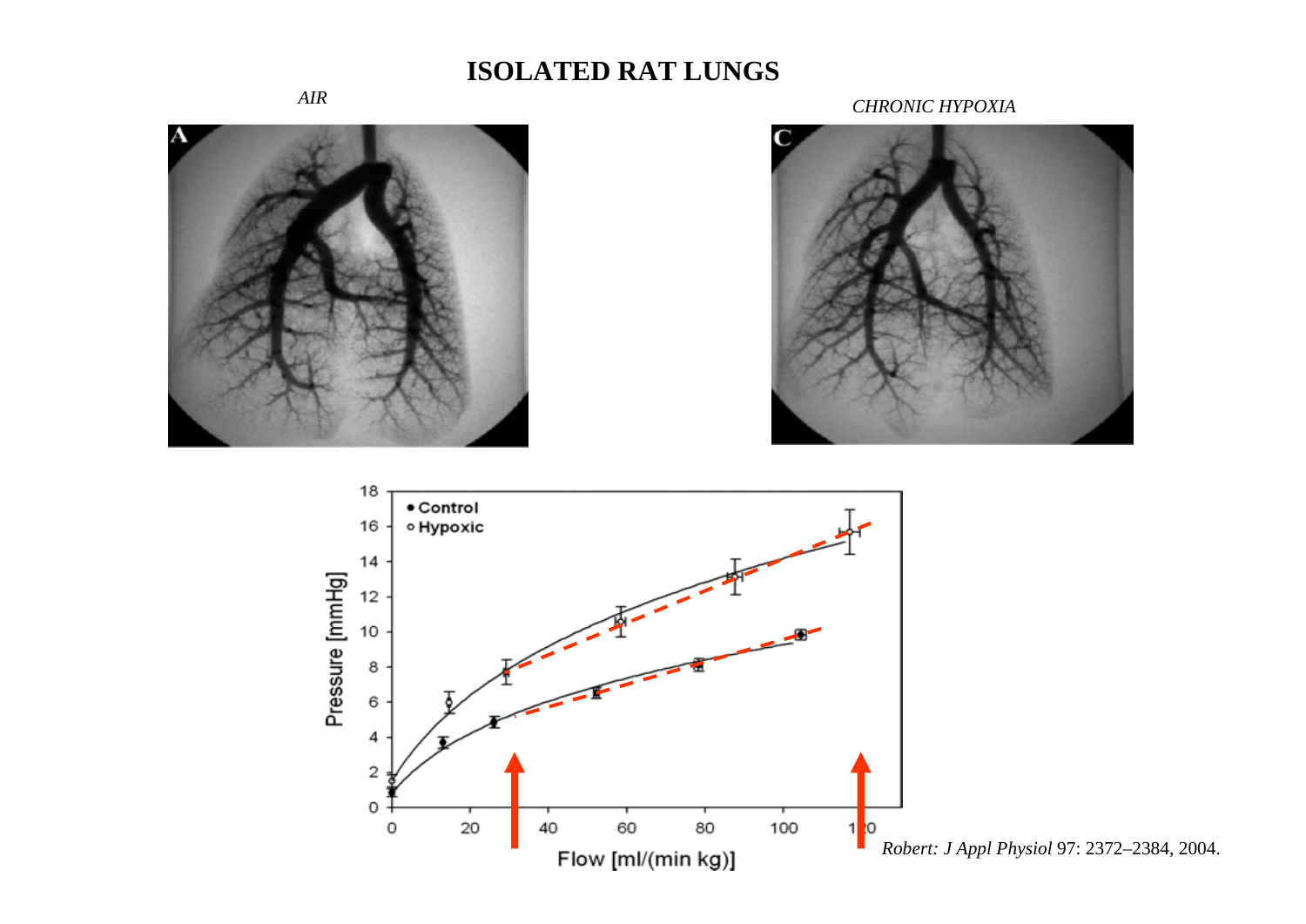# ISOLATED RAT LUNGS

*AIR*

*CHRONIC HYPOXIA*

*Robert: J Appl Physiol* 97: 2372–2384, 2004.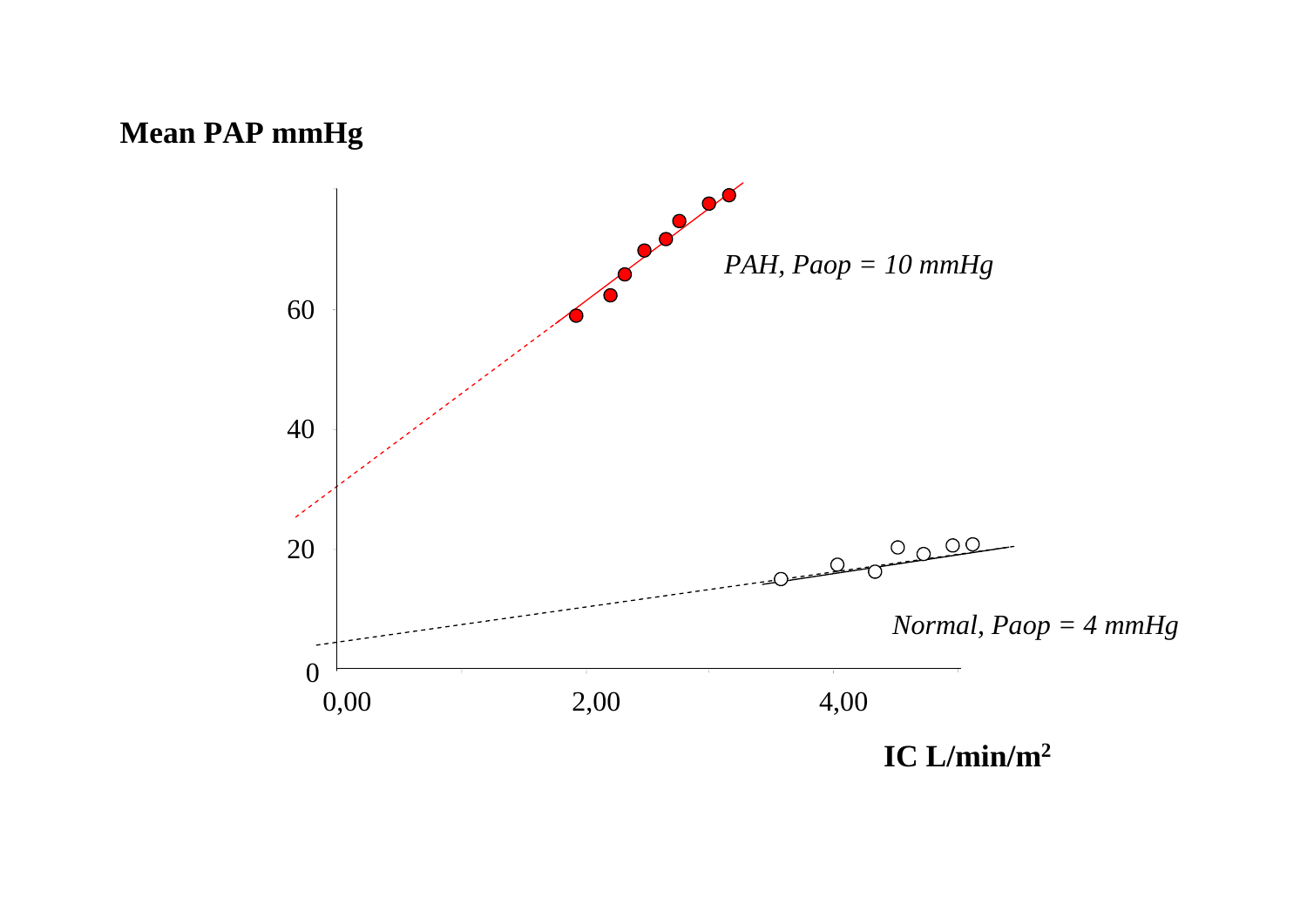**Mean PAP mmHg**

*PAH, Paop = 10 mmHg*

*Normal, Paop = 4 mmHg*

**IC L/min/m²**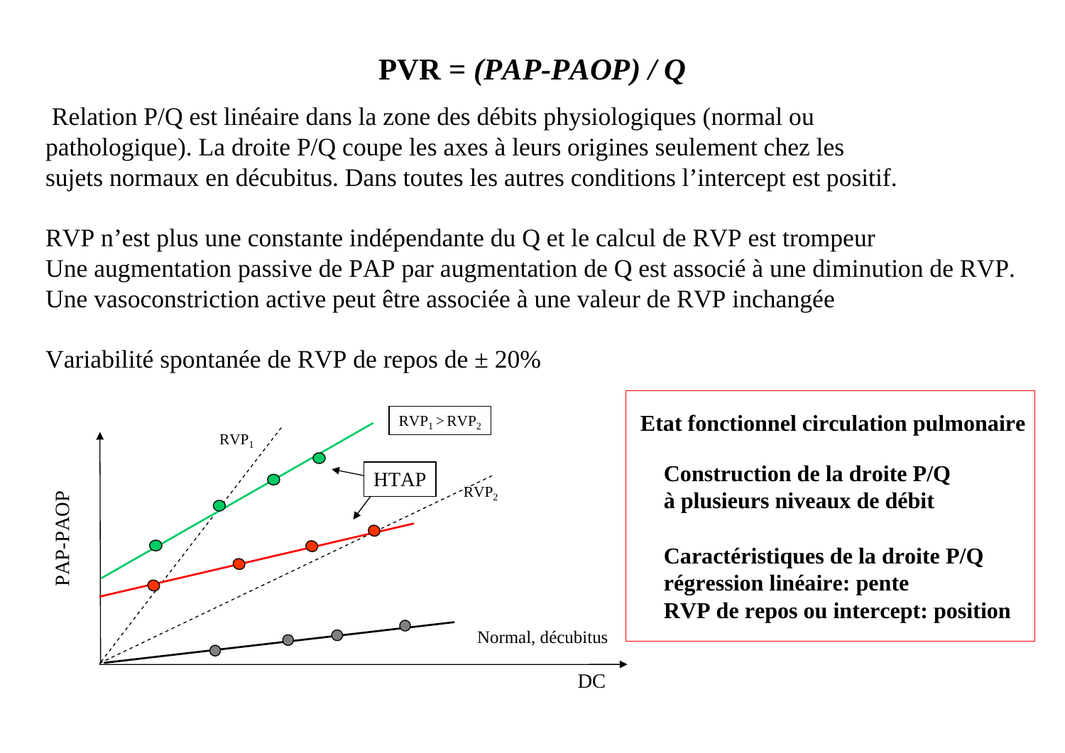# $PVR = (PAP\text{-}PAOP) / Q$

Relation P/Q est linéaire dans la zone des débits physiologiques (normal ou pathologique). La droite P/Q coupe les axes à leurs origines seulement chez les sujets normaux en décubitus. Dans toutes les autres conditions l'intercept est positif.

RVP n'est plus une constante indépendante du Q et le calcul de RVP est trompeur
Une augmentation passive de PAP par augmentation de Q est associé à une diminution de RVP.
Une vasoconstriction active peut être associée à une valeur de RVP inchangée

Variabilité spontanée de RVP de repos de ± 20%

$RVP_1 > RVP_2$

$RVP_1$

$RVP_2$

HTAP

PAP-PAOP

DC

Normal, décubitus

**Etat fonctionnel circulation pulmonaire**

**Construction de la droite P/Q à plusieurs niveaux de débit**

**Caractéristiques de la droite P/Q**
**régression linéaire: pente**
**RVP de repos ou intercept: position**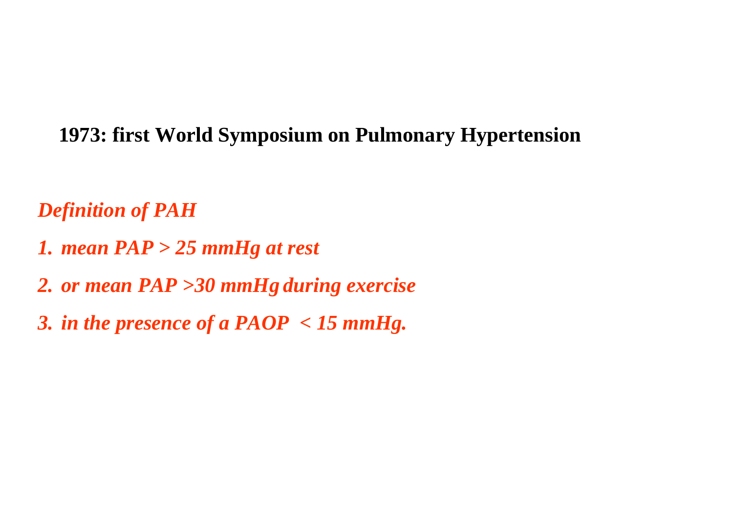**1973: first World Symposium on Pulmonary Hypertension**

***Definition of PAH***

1. *mean PAP > 25 mmHg at rest*
2. *or mean PAP >30 mmHg during exercise*
3. *in the presence of a PAOP < 15 mmHg.*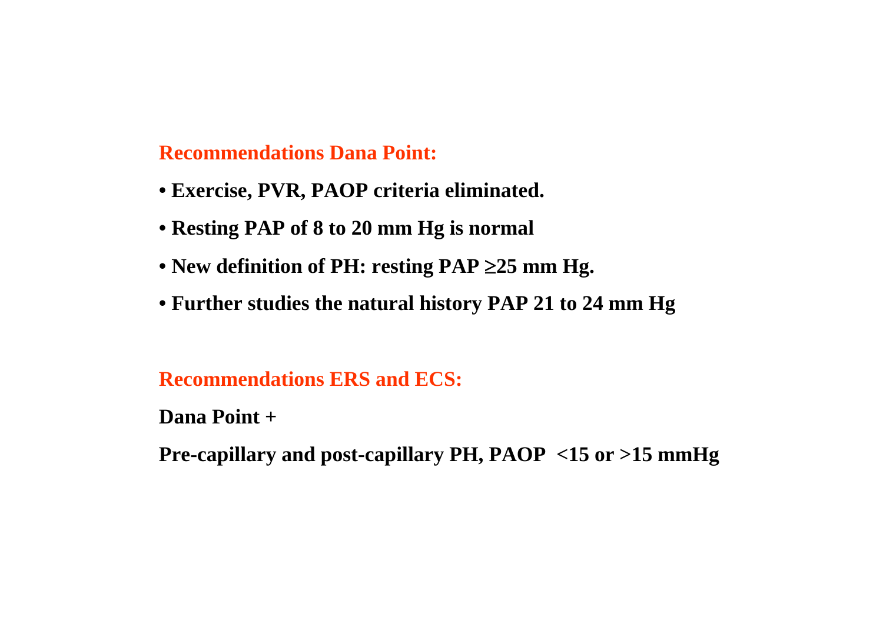## Recommendations Dana Point:

- **Exercise, PVR, PAOP criteria eliminated.**
- **Resting PAP of 8 to 20 mm Hg is normal**
- **New definition of PH: resting PAP $\geq$25 mm Hg.**
- **Further studies the natural history PAP 21 to 24 mm Hg**

## Recommendations ERS and ECS:

**Dana Point +**

**Pre-capillary and post-capillary PH, PAOP <15 or >15 mmHg**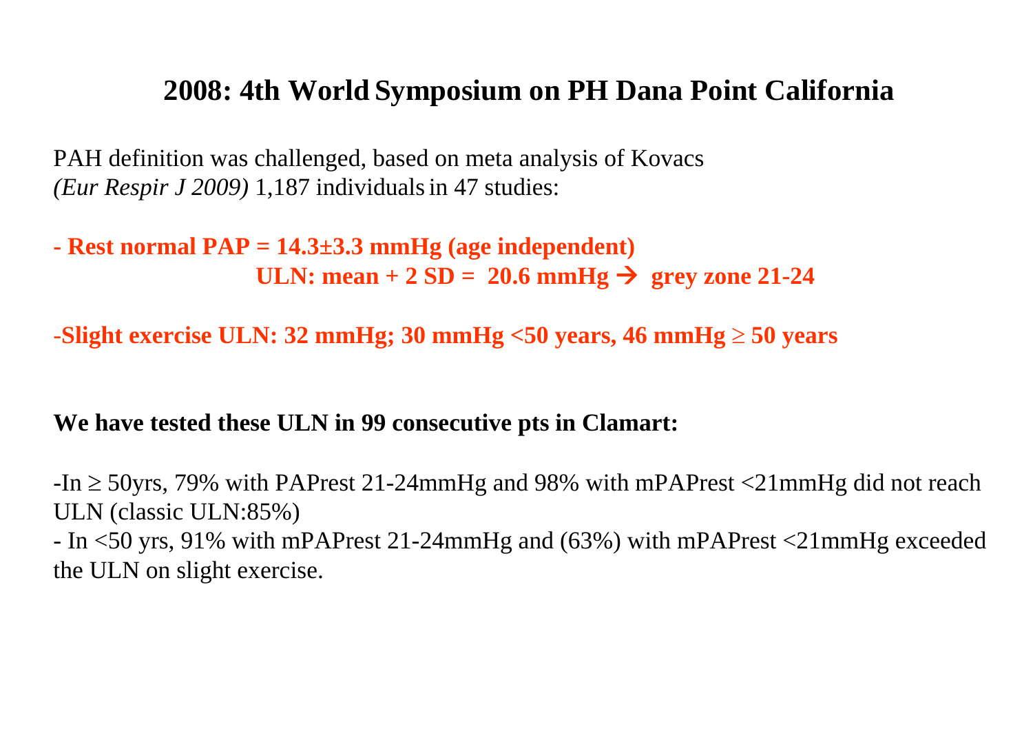# 2008: 4th World Symposium on PH Dana Point California

PAH definition was challenged, based on meta analysis of Kovacs *(Eur Respir J 2009)* 1,187 individuals in 47 studies:

**- Rest normal PAP = 14.3±3.3 mmHg (age independent)**
**ULN: mean + 2 SD = 20.6 mmHg → grey zone 21-24**

**-Slight exercise ULN: 32 mmHg; 30 mmHg <50 years, 46 mmHg ≥ 50 years**

**We have tested these ULN in 99 consecutive pts in Clamart:**

-In ≥ 50yrs, 79% with PAPrest 21-24mmHg and 98% with mPAPrest <21mmHg did not reach ULN (classic ULN:85%)

- In <50 yrs, 91% with mPAPrest 21-24mmHg and (63%) with mPAPrest <21mmHg exceeded the ULN on slight exercise.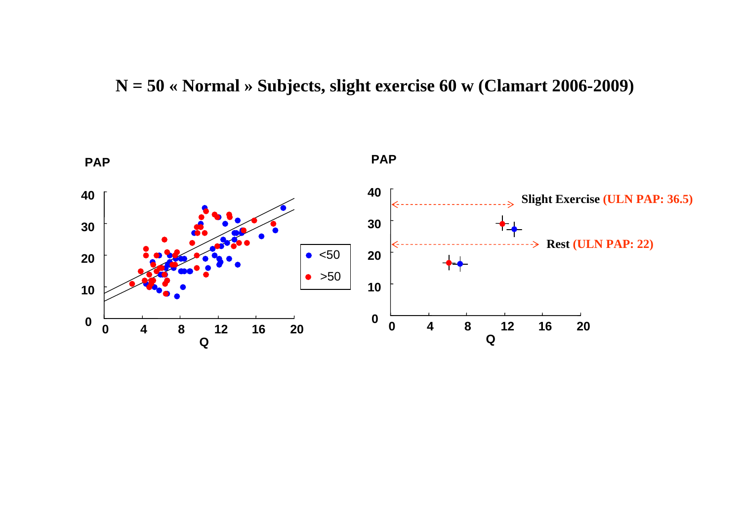# N = 50 « Normal » Subjects, slight exercise 60 w (Clamart 2006-2009)

PAP

40

30

20

10

0

0 4 8 12 16 20

Q

● <50

● >50

PAP

40

30

20

10

0

0 4 8 12 16 20

Q

**Slight Exercise (ULN PAP: 36.5)**

**Rest (ULN PAP: 22)**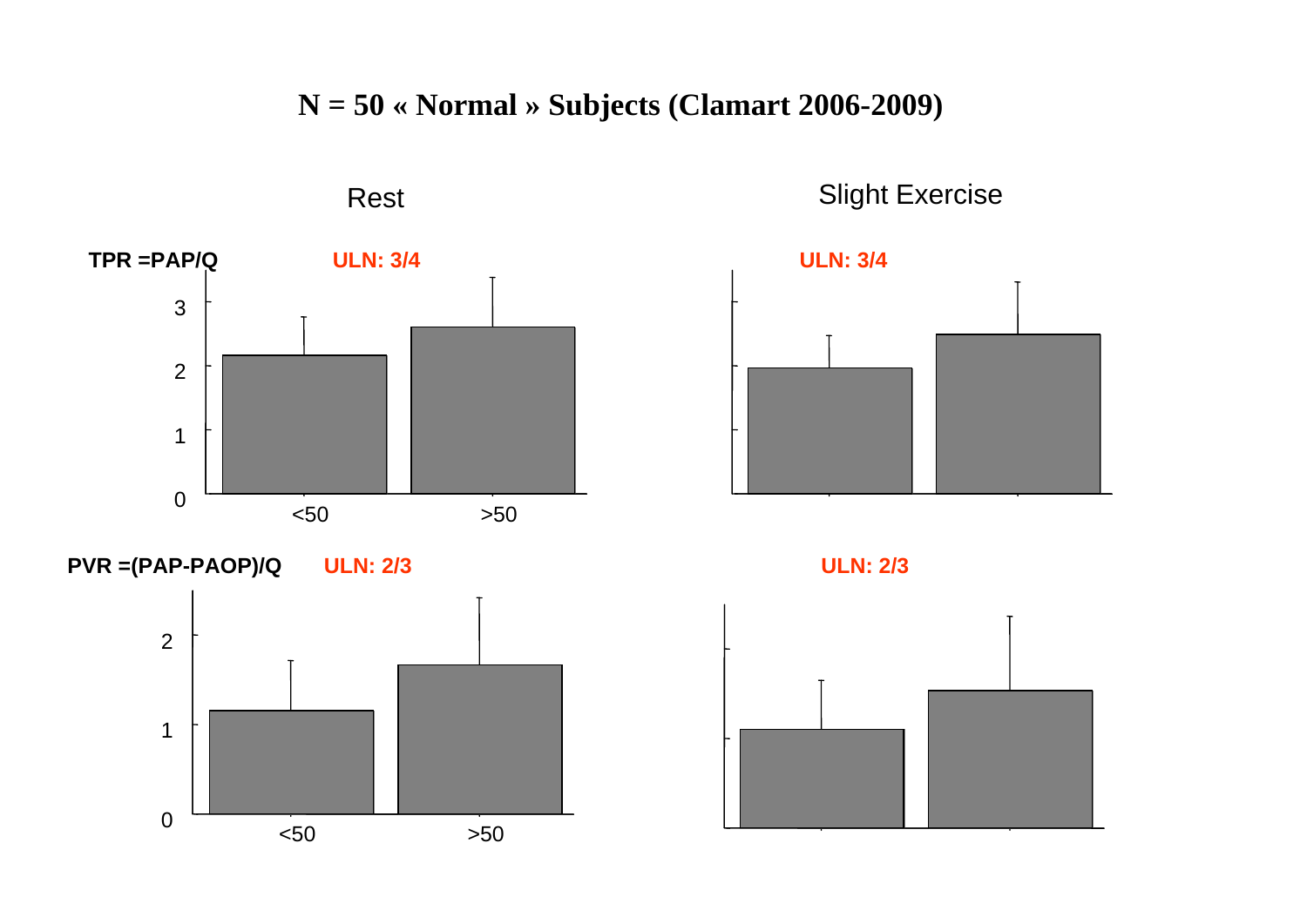# N = 50 « Normal » Subjects (Clamart 2006-2009)

Rest

Slight Exercise

TPR =PAP/Q

ULN: 3/4

ULN: 3/4

3

2

1

0

<50

>50

PVR =(PAP-PAOP)/Q

ULN: 2/3

ULN: 2/3

2

1

0

<50

>50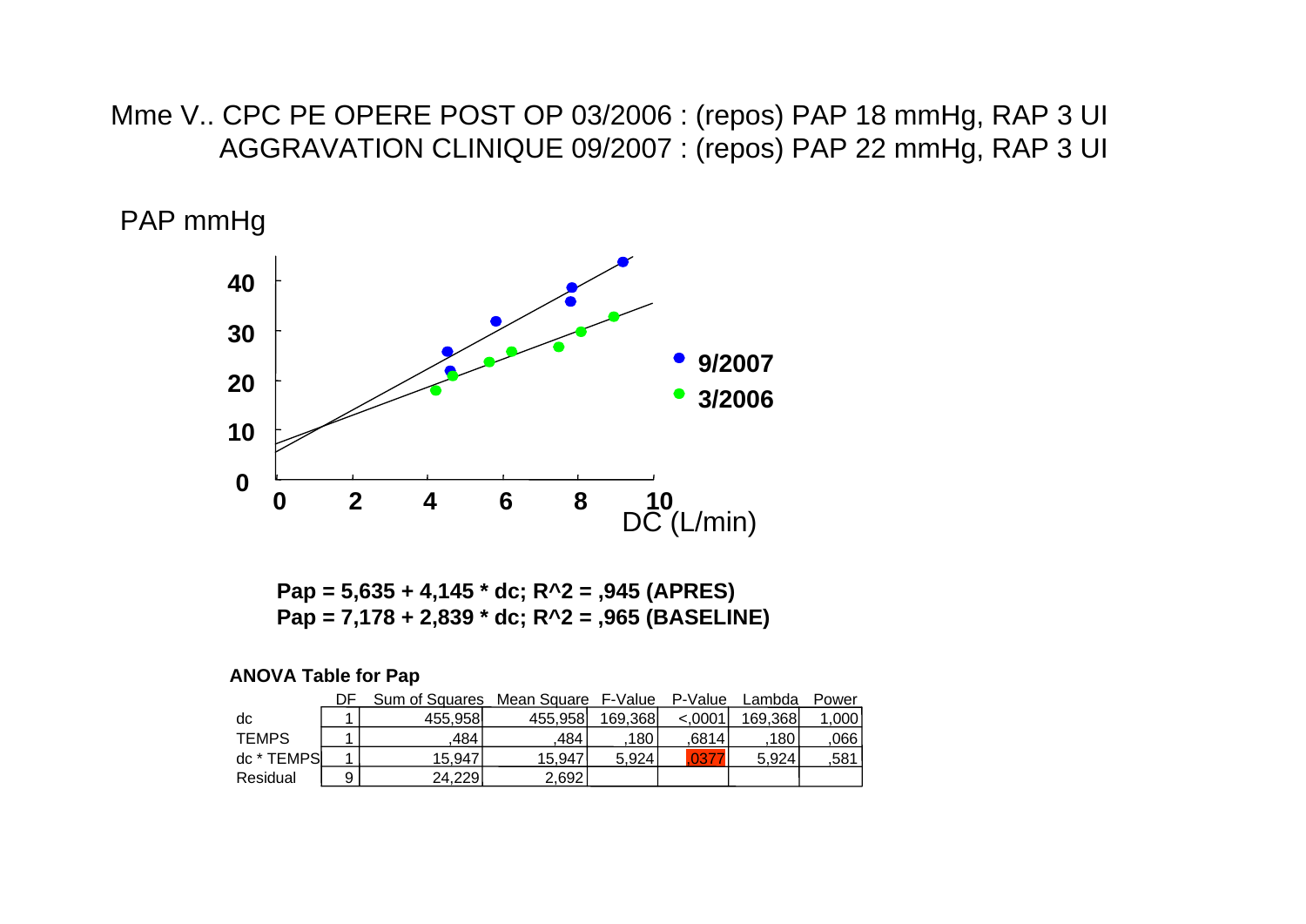Mme V.. CPC PE OPERE POST OP 03/2006 : (repos) PAP 18 mmHg, RAP 3 UI
AGGRAVATION CLINIQUE 09/2007 : (repos) PAP 22 mmHg, RAP 3 UI

PAP mmHg

DC (L/min)

**9/2007**
**3/2006**

**Pap = 5,635 + 4,145 * dc; R^2 = ,945 (APRES)**
**Pap = 7,178 + 2,839 * dc; R^2 = ,965 (BASELINE)**

**ANOVA Table for Pap**

| | DF | Sum of Squares | Mean Square | F-Value | P-Value | Lambda | Power |
|---|---|---|---|---|---|---|---|
| dc | 1 | 455,958 | 455,958 | 169,368 | <,0001 | 169,368 | 1,000 |
| TEMPS | 1 | ,484 | ,484 | ,180 | ,6814 | ,180 | ,066 |
| dc * TEMPS | 1 | 15,947 | 15,947 | 5,924 | ,0377 | 5,924 | ,581 |
| Residual | 9 | 24,229 | 2,692 | | | | |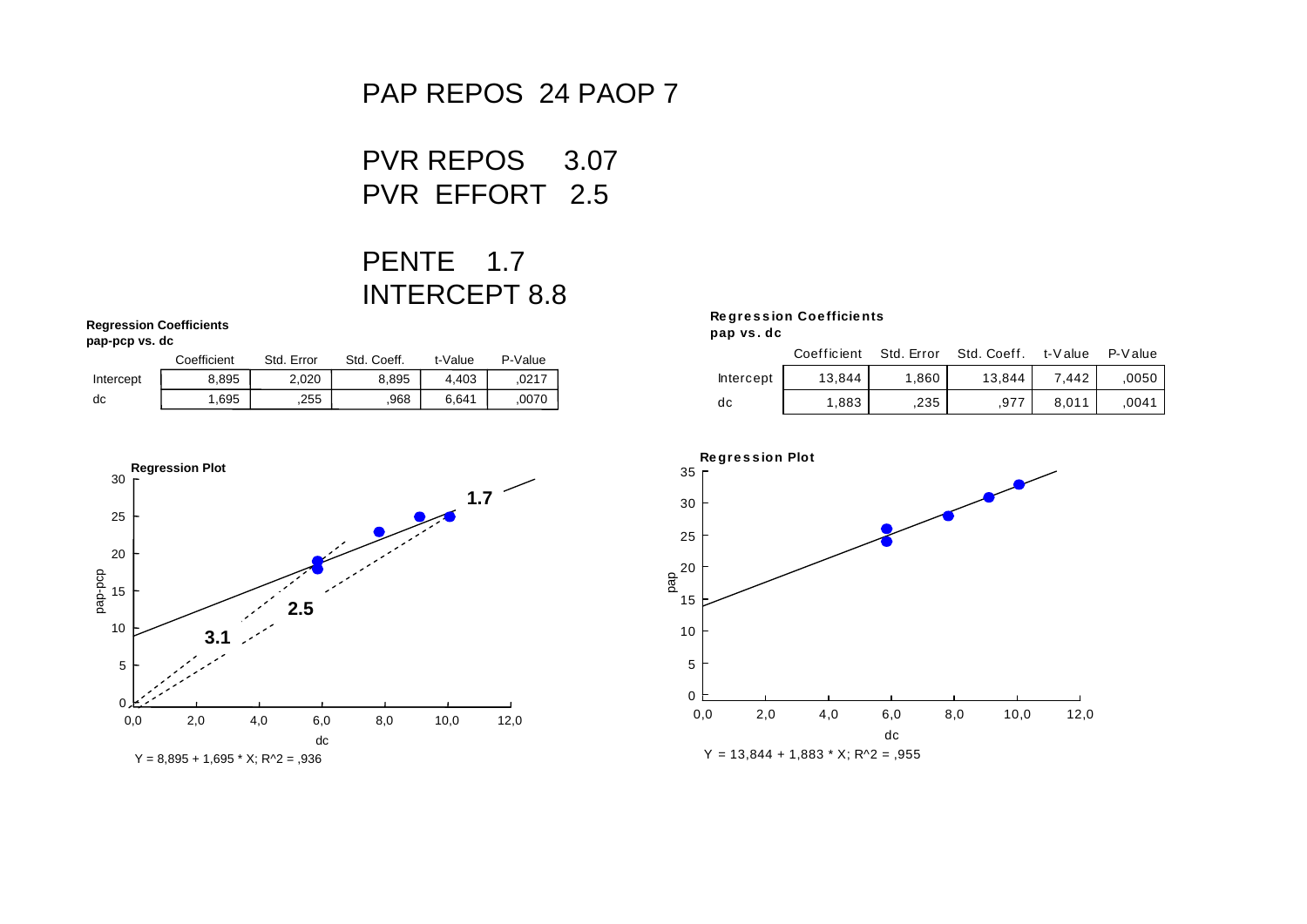# PAP REPOS 24 PAOP 7

PVR REPOS 3.07
PVR EFFORT 2.5

PENTE 1.7
INTERCEPT 8.8

**Regression Coefficients**
**pap-pcp vs. dc**

| | Coefficient | Std. Error | Std. Coeff. | t-Value | P-Value |
|---|---|---|---|---|---|
| Intercept | 8,895 | 2,020 | 8,895 | 4,403 | ,0217 |
| dc | 1,695 | ,255 | ,968 | 6,641 | ,0070 |

**Regression Plot**

$Y = 8,895 + 1,695 * X; R^2 = ,936$

**Regression Coefficients**
**pap vs. dc**

| | Coefficient | Std. Error | Std. Coeff. | t-Value | P-Value |
|---|---|---|---|---|---|
| Intercept | 13,844 | 1,860 | 13,844 | 7,442 | ,0050 |
| dc | 1,883 | ,235 | ,977 | 8,011 | ,0041 |

**Regression Plot**

$Y = 13,844 + 1,883 * X; R^2 = ,955$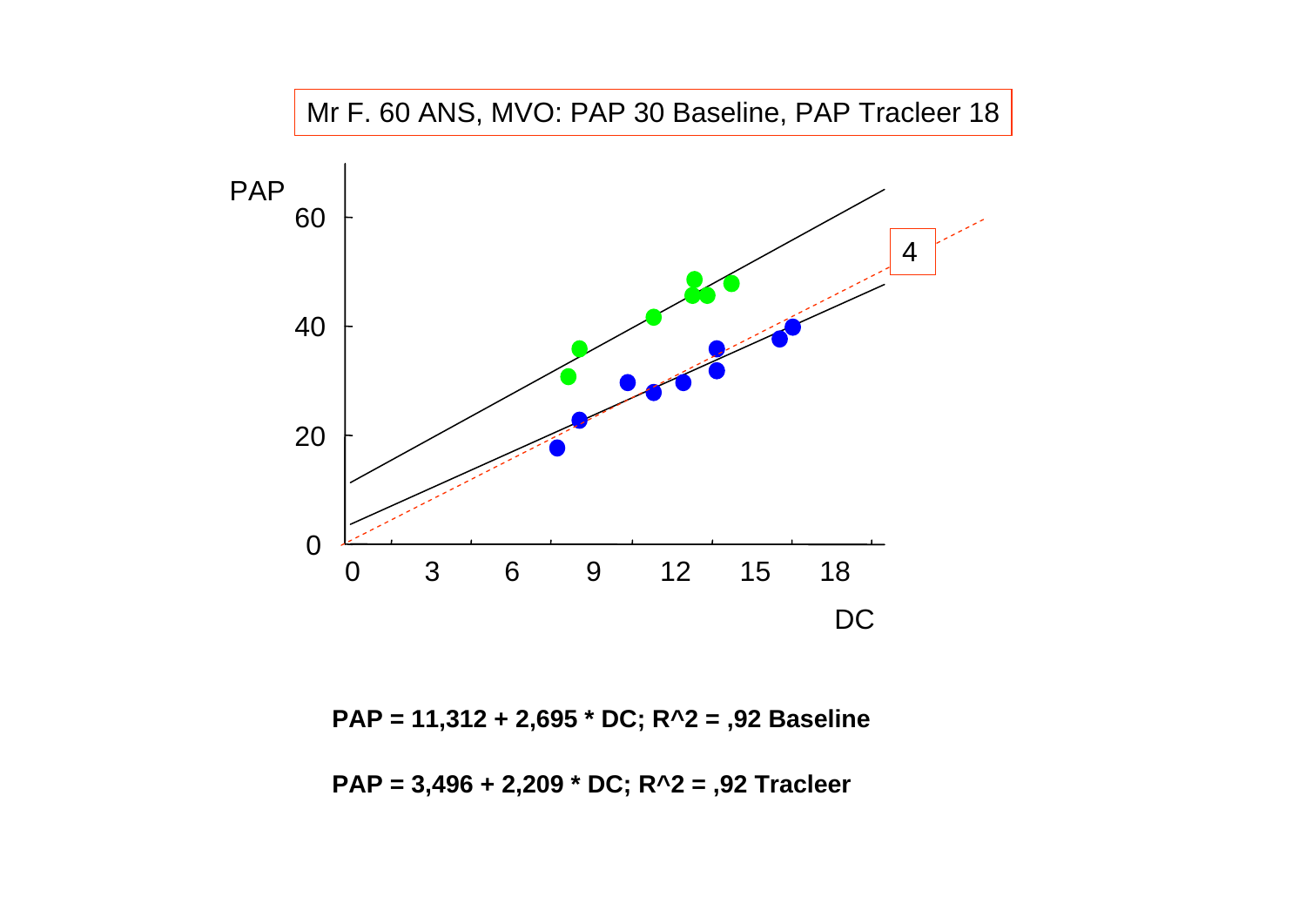Mr F. 60 ANS, MVO: PAP 30 Baseline, PAP Tracleer 18

PAP

DC

4

**PAP = 11,312 + 2,695 * DC; R^2 = ,92 Baseline**

**PAP = 3,496 + 2,209 * DC; R^2 = ,92 Tracleer**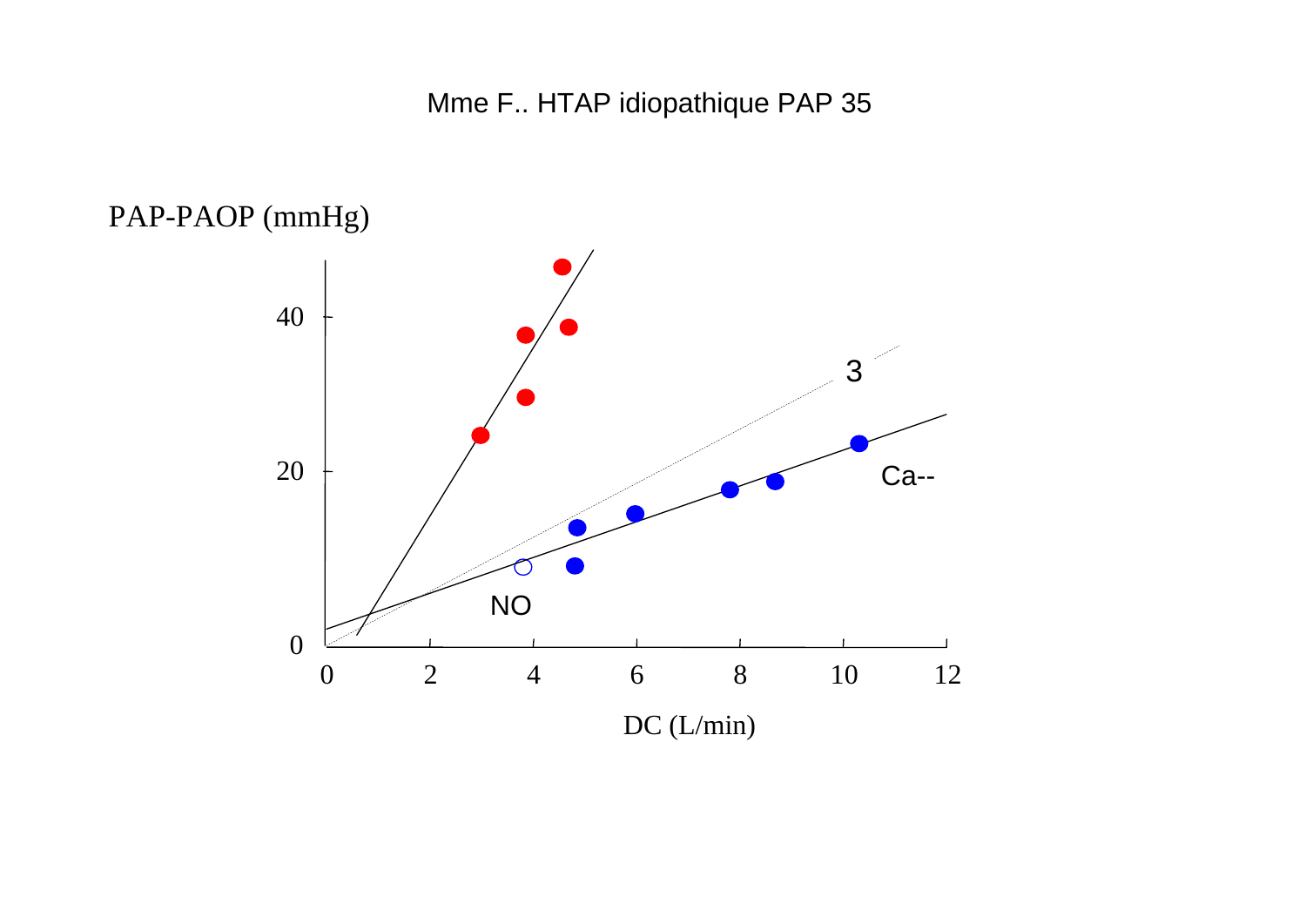Mme F.. HTAP idiopathique PAP 35

PAP-PAOP (mmHg)

40

20

0

0 2 4 6 8 10 12

DC (L/min)

3

Ca--

NO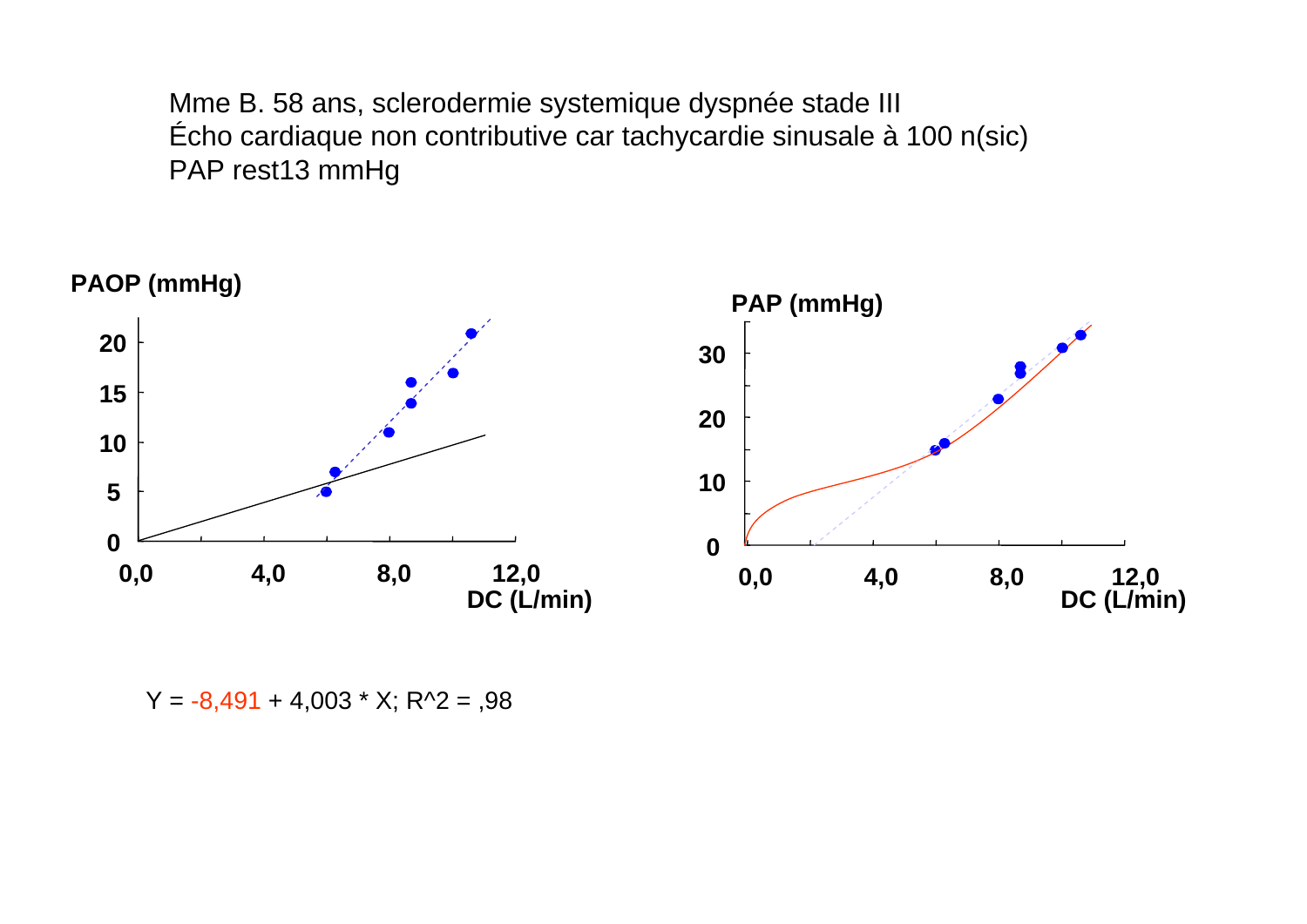Mme B. 58 ans, sclerodermie systemique dyspnée stade III
Écho cardiaque non contributive car tachycardie sinusale à 100 n(sic)
PAP rest13 mmHg

PAOP (mmHg)

20
15
10
5
0

0,0 4,0 8,0 12,0
DC (L/min)

PAP (mmHg)

30
20
10
0

0,0 4,0 8,0 12,0
DC (L/min)

Y = -8,491 + 4,003 * X; $R^2$ = ,98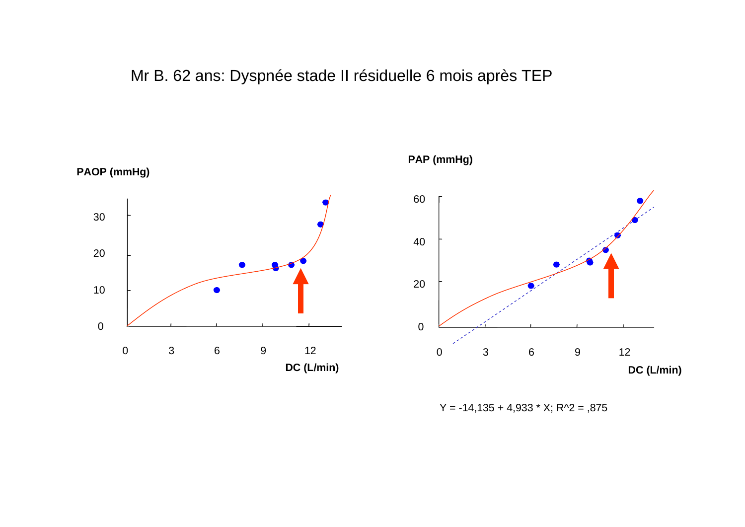Mr B. 62 ans: Dyspnée stade II résiduelle 6 mois après TEP

PAOP (mmHg)

30

20

10

0

0 3 6 9 12

DC (L/min)

PAP (mmHg)

60

40

20

0

0 3 6 9 12

DC (L/min)

Y = -14,135 + 4,933 * X; R^2 = ,875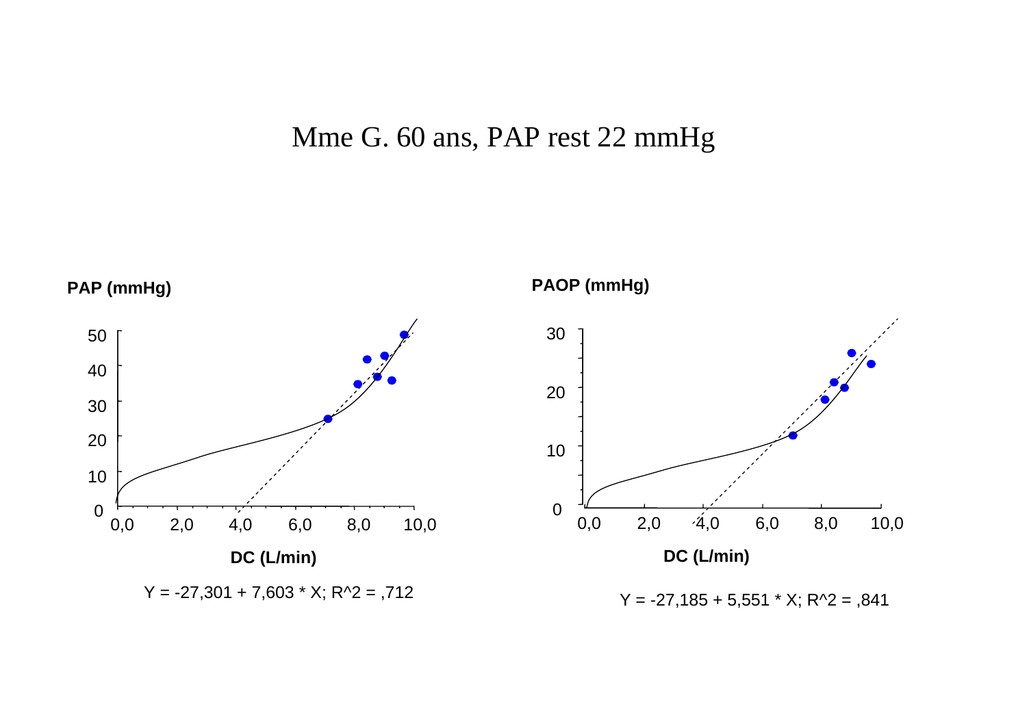# Mme G. 60 ans, PAP rest 22 mmHg

**PAP (mmHg)**

**DC (L/min)**

Y = -27,301 + 7,603 * X; R^2 = ,712

**PAOP (mmHg)**

**DC (L/min)**

Y = -27,185 + 5,551 * X; R^2 = ,841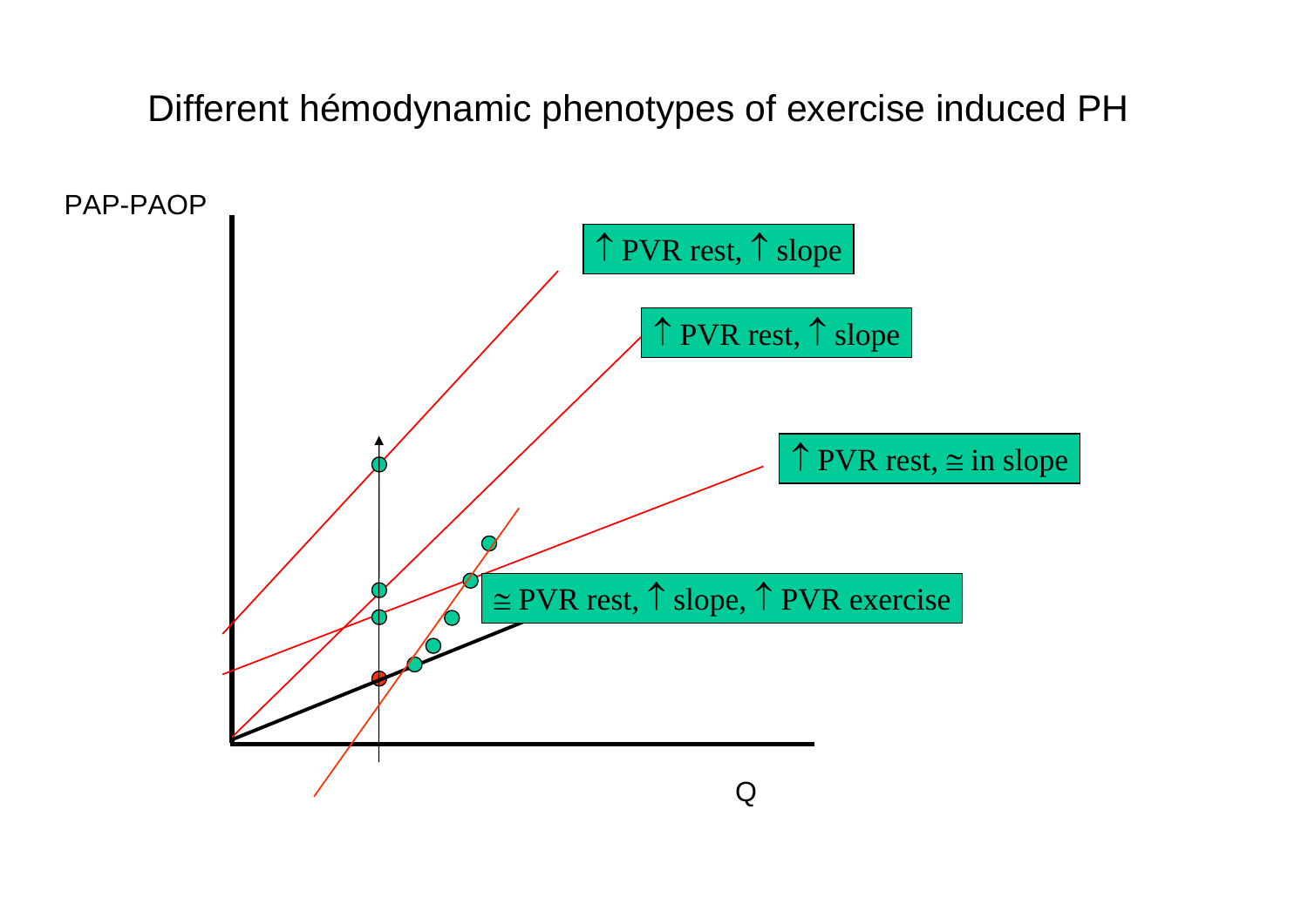# Different hémodynamic phenotypes of exercise induced PH

PAP-PAOP

↑ PVR rest, ↑ slope

↑ PVR rest, ↑ slope

↑ PVR rest, ≅ in slope

≅ PVR rest, ↑ slope, ↑ PVR exercise

Q